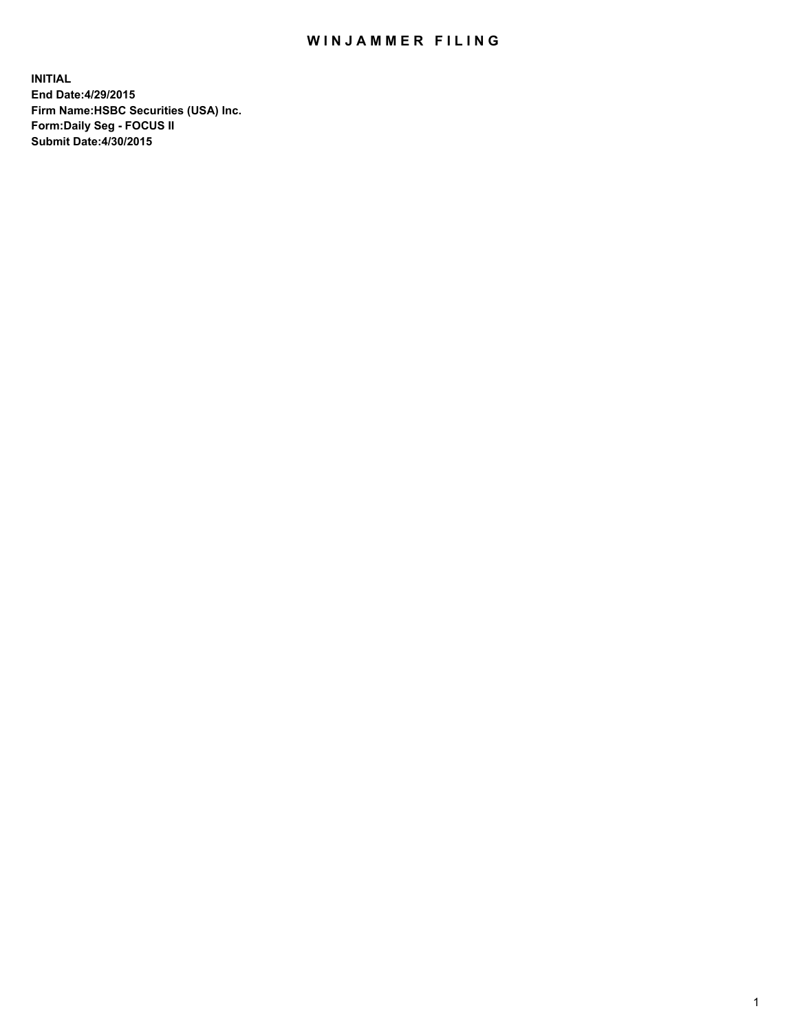# WINJAMMER FILING

**INITIAL**
**End Date:4/29/2015**
**Firm Name:HSBC Securities (USA) Inc.**
**Form:Daily Seg - FOCUS II**
**Submit Date:4/30/2015**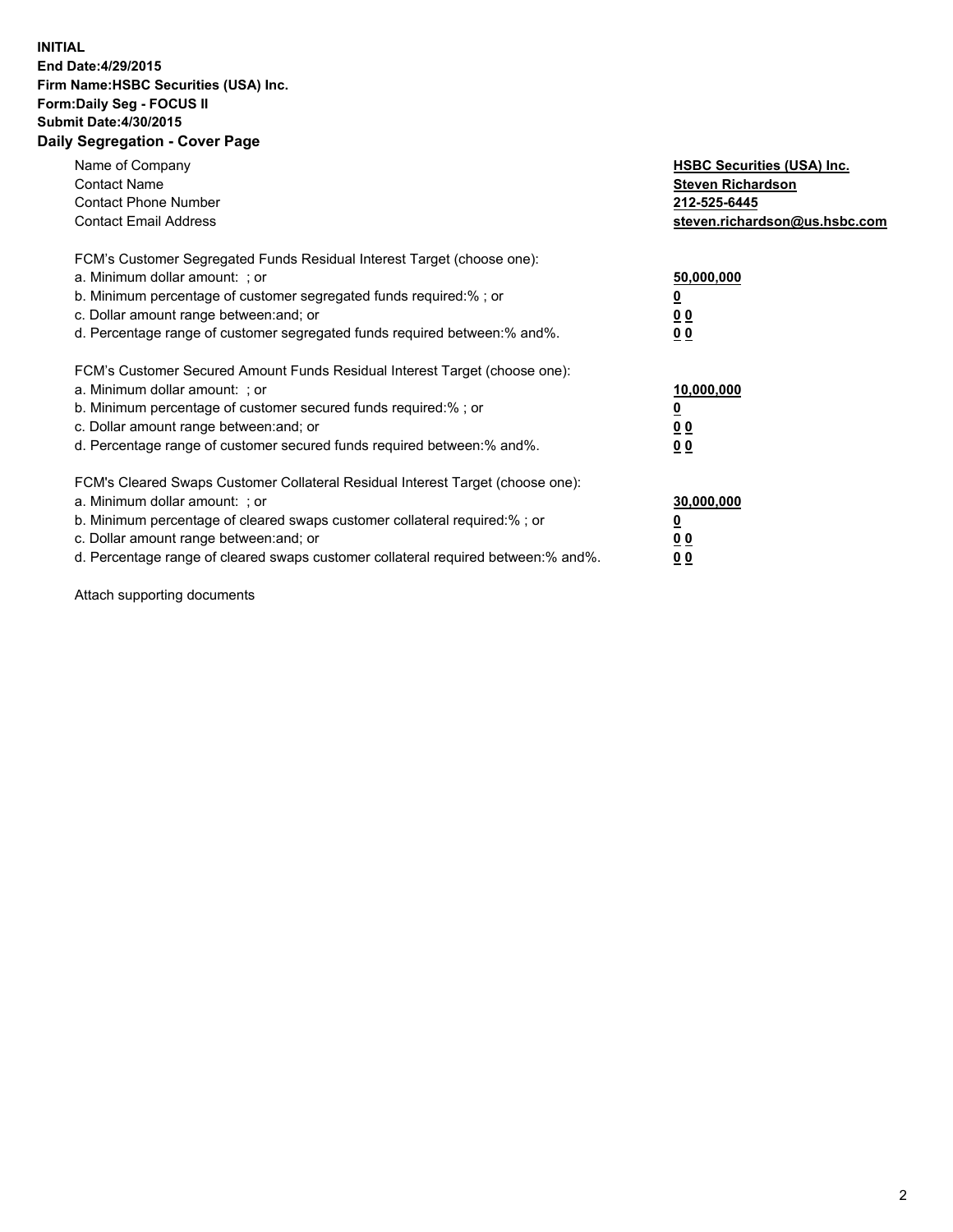**INITIAL**
**End Date:4/29/2015**
**Firm Name:HSBC Securities (USA) Inc.**
**Form:Daily Seg - FOCUS II**
**Submit Date:4/30/2015**

## Daily Segregation - Cover Page

| | |
|---|---|
| Name of Company | **HSBC Securities (USA) Inc.** |
| Contact Name | **Steven Richardson** |
| Contact Phone Number | **212-525-6445** |
| Contact Email Address | **steven.richardson@us.hsbc.com** |

FCM's Customer Segregated Funds Residual Interest Target (choose one):

| | |
|---|---|
| a. Minimum dollar amount: ; or | **50,000,000** |
| b. Minimum percentage of customer segregated funds required:% ; or | **0** |
| c. Dollar amount range between:and; or | **0 0** |
| d. Percentage range of customer segregated funds required between:% and%. | **0 0** |

FCM's Customer Secured Amount Funds Residual Interest Target (choose one):

| | |
|---|---|
| a. Minimum dollar amount: ; or | **10,000,000** |
| b. Minimum percentage of customer secured funds required:% ; or | **0** |
| c. Dollar amount range between:and; or | **0 0** |
| d. Percentage range of customer secured funds required between:% and%. | **0 0** |

FCM's Cleared Swaps Customer Collateral Residual Interest Target (choose one):

| | |
|---|---|
| a. Minimum dollar amount: ; or | **30,000,000** |
| b. Minimum percentage of cleared swaps customer collateral required:% ; or | **0** |
| c. Dollar amount range between:and; or | **0 0** |
| d. Percentage range of cleared swaps customer collateral required between:% and%. | **0 0** |

Attach supporting documents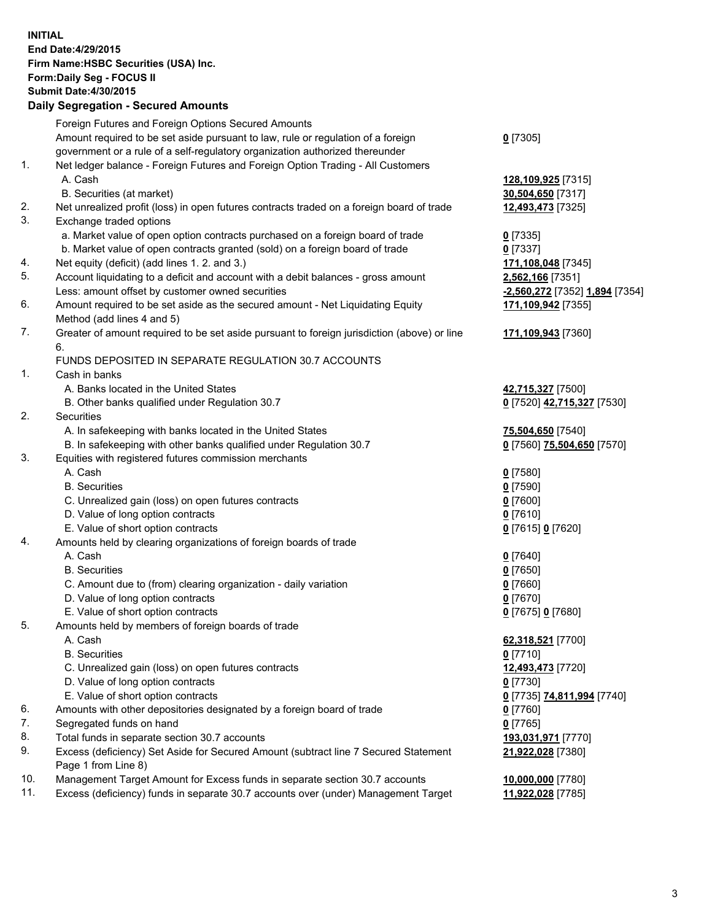**INITIAL**
**End Date:4/29/2015**
**Firm Name:HSBC Securities (USA) Inc.**
**Form:Daily Seg - FOCUS II**
**Submit Date:4/30/2015**

**Daily Segregation - Secured Amounts**

| | | |
|---|---|---|
| | Foreign Futures and Foreign Options Secured Amounts | |
| | Amount required to be set aside pursuant to law, rule or regulation of a foreign government or a rule of a self-regulatory organization authorized thereunder | **0** [7305] |
| 1. | Net ledger balance - Foreign Futures and Foreign Option Trading - All Customers | |
| | A. Cash | **128,109,925** [7315] |
| | B. Securities (at market) | **30,504,650** [7317] |
| 2. | Net unrealized profit (loss) in open futures contracts traded on a foreign board of trade | **12,493,473** [7325] |
| 3. | Exchange traded options | |
| | a. Market value of open option contracts purchased on a foreign board of trade | **0** [7335] |
| | b. Market value of open contracts granted (sold) on a foreign board of trade | **0** [7337] |
| 4. | Net equity (deficit) (add lines 1. 2. and 3.) | **171,108,048** [7345] |
| 5. | Account liquidating to a deficit and account with a debit balances - gross amount | **2,562,166** [7351] |
| | Less: amount offset by customer owned securities | **-2,560,272** [7352] **1,894** [7354] |
| 6. | Amount required to be set aside as the secured amount - Net Liquidating Equity Method (add lines 4 and 5) | **171,109,942** [7355] |
| 7. | Greater of amount required to be set aside pursuant to foreign jurisdiction (above) or line 6. | **171,109,943** [7360] |
| | FUNDS DEPOSITED IN SEPARATE REGULATION 30.7 ACCOUNTS | |
| 1. | Cash in banks | |
| | A. Banks located in the United States | **42,715,327** [7500] |
| | B. Other banks qualified under Regulation 30.7 | **0** [7520] **42,715,327** [7530] |
| 2. | Securities | |
| | A. In safekeeping with banks located in the United States | **75,504,650** [7540] |
| | B. In safekeeping with other banks qualified under Regulation 30.7 | **0** [7560] **75,504,650** [7570] |
| 3. | Equities with registered futures commission merchants | |
| | A. Cash | **0** [7580] |
| | B. Securities | **0** [7590] |
| | C. Unrealized gain (loss) on open futures contracts | **0** [7600] |
| | D. Value of long option contracts | **0** [7610] |
| | E. Value of short option contracts | **0** [7615] **0** [7620] |
| 4. | Amounts held by clearing organizations of foreign boards of trade | |
| | A. Cash | **0** [7640] |
| | B. Securities | **0** [7650] |
| | C. Amount due to (from) clearing organization - daily variation | **0** [7660] |
| | D. Value of long option contracts | **0** [7670] |
| | E. Value of short option contracts | **0** [7675] **0** [7680] |
| 5. | Amounts held by members of foreign boards of trade | |
| | A. Cash | **62,318,521** [7700] |
| | B. Securities | **0** [7710] |
| | C. Unrealized gain (loss) on open futures contracts | **12,493,473** [7720] |
| | D. Value of long option contracts | **0** [7730] |
| | E. Value of short option contracts | **0** [7735] **74,811,994** [7740] |
| 6. | Amounts with other depositories designated by a foreign board of trade | **0** [7760] |
| 7. | Segregated funds on hand | **0** [7765] |
| 8. | Total funds in separate section 30.7 accounts | **193,031,971** [7770] |
| 9. | Excess (deficiency) Set Aside for Secured Amount (subtract line 7 Secured Statement Page 1 from Line 8) | **21,922,028** [7380] |
| 10. | Management Target Amount for Excess funds in separate section 30.7 accounts | **10,000,000** [7780] |
| 11. | Excess (deficiency) funds in separate 30.7 accounts over (under) Management Target | **11,922,028** [7785] |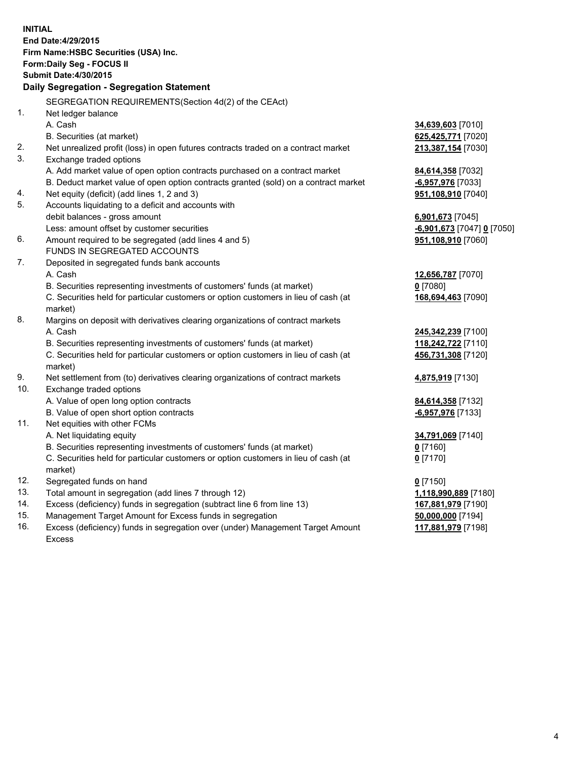**INITIAL**
**End Date:4/29/2015**
**Firm Name:HSBC Securities (USA) Inc.**
**Form:Daily Seg - FOCUS II**
**Submit Date:4/30/2015**

**Daily Segregation - Segregation Statement**

SEGREGATION REQUIREMENTS(Section 4d(2) of the CEAct)

| | | |
|---|---|---|
| 1. | Net ledger balance | |
| | A. Cash | **34,639,603** [7010] |
| | B. Securities (at market) | **625,425,771** [7020] |
| 2. | Net unrealized profit (loss) in open futures contracts traded on a contract market | **213,387,154** [7030] |
| 3. | Exchange traded options | |
| | A. Add market value of open option contracts purchased on a contract market | **84,614,358** [7032] |
| | B. Deduct market value of open option contracts granted (sold) on a contract market | **-6,957,976** [7033] |
| 4. | Net equity (deficit) (add lines 1, 2 and 3) | **951,108,910** [7040] |
| 5. | Accounts liquidating to a deficit and accounts with debit balances - gross amount | **6,901,673** [7045] |
| | Less: amount offset by customer securities | **-6,901,673** [7047] **0** [7050] |
| 6. | Amount required to be segregated (add lines 4 and 5) | **951,108,910** [7060] |
| | FUNDS IN SEGREGATED ACCOUNTS | |
| 7. | Deposited in segregated funds bank accounts | |
| | A. Cash | **12,656,787** [7070] |
| | B. Securities representing investments of customers' funds (at market) | **0** [7080] |
| | C. Securities held for particular customers or option customers in lieu of cash (at market) | **168,694,463** [7090] |
| 8. | Margins on deposit with derivatives clearing organizations of contract markets | |
| | A. Cash | **245,342,239** [7100] |
| | B. Securities representing investments of customers' funds (at market) | **118,242,722** [7110] |
| | C. Securities held for particular customers or option customers in lieu of cash (at market) | **456,731,308** [7120] |
| 9. | Net settlement from (to) derivatives clearing organizations of contract markets | **4,875,919** [7130] |
| 10. | Exchange traded options | |
| | A. Value of open long option contracts | **84,614,358** [7132] |
| | B. Value of open short option contracts | **-6,957,976** [7133] |
| 11. | Net equities with other FCMs | |
| | A. Net liquidating equity | **34,791,069** [7140] |
| | B. Securities representing investments of customers' funds (at market) | **0** [7160] |
| | C. Securities held for particular customers or option customers in lieu of cash (at market) | **0** [7170] |
| 12. | Segregated funds on hand | **0** [7150] |
| 13. | Total amount in segregation (add lines 7 through 12) | **1,118,990,889** [7180] |
| 14. | Excess (deficiency) funds in segregation (subtract line 6 from line 13) | **167,881,979** [7190] |
| 15. | Management Target Amount for Excess funds in segregation | **50,000,000** [7194] |
| 16. | Excess (deficiency) funds in segregation over (under) Management Target Amount Excess | **117,881,979** [7198] |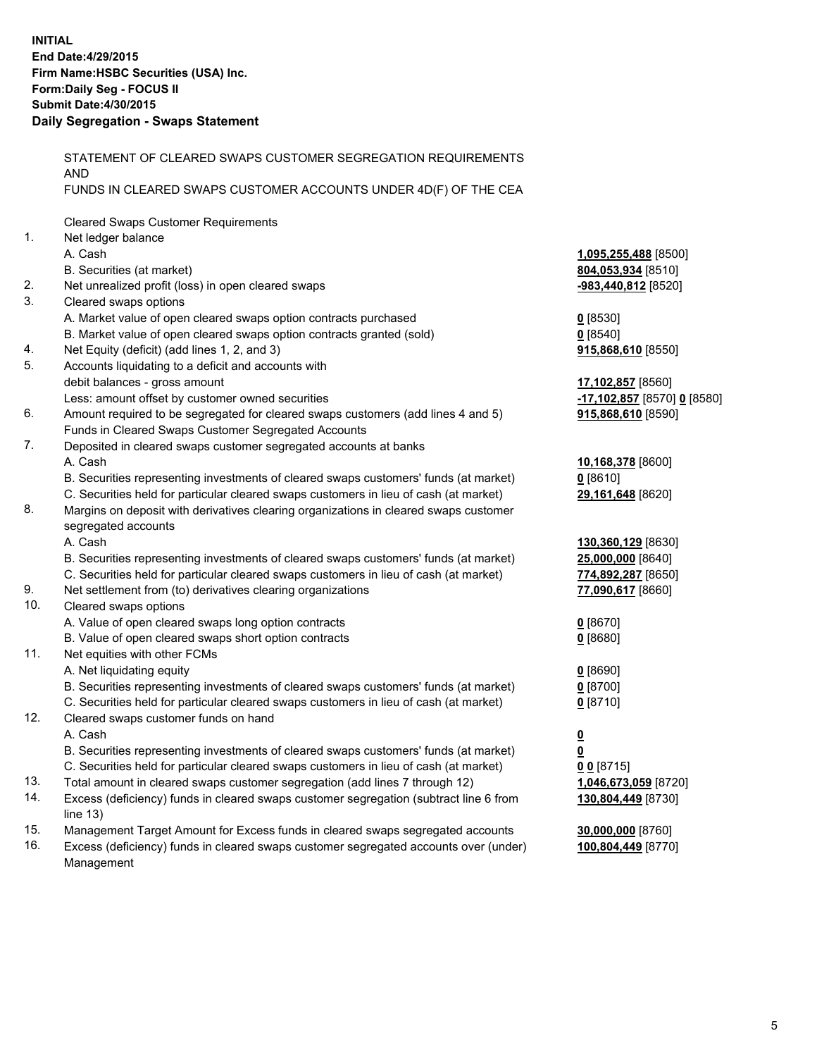**INITIAL**
**End Date:4/29/2015**
**Firm Name:HSBC Securities (USA) Inc.**
**Form:Daily Seg - FOCUS II**
**Submit Date:4/30/2015**
**Daily Segregation - Swaps Statement**

STATEMENT OF CLEARED SWAPS CUSTOMER SEGREGATION REQUIREMENTS AND FUNDS IN CLEARED SWAPS CUSTOMER ACCOUNTS UNDER 4D(F) OF THE CEA

| | | |
|---|---|---|
| | Cleared Swaps Customer Requirements | |
| 1. | Net ledger balance | |
| | A. Cash | **1,095,255,488** [8500] |
| | B. Securities (at market) | **804,053,934** [8510] |
| 2. | Net unrealized profit (loss) in open cleared swaps | **-983,440,812** [8520] |
| 3. | Cleared swaps options | |
| | A. Market value of open cleared swaps option contracts purchased | **0** [8530] |
| | B. Market value of open cleared swaps option contracts granted (sold) | **0** [8540] |
| 4. | Net Equity (deficit) (add lines 1, 2, and 3) | **915,868,610** [8550] |
| 5. | Accounts liquidating to a deficit and accounts with debit balances - gross amount | **17,102,857** [8560] |
| | Less: amount offset by customer owned securities | **-17,102,857** [8570] **0** [8580] |
| 6. | Amount required to be segregated for cleared swaps customers (add lines 4 and 5) | **915,868,610** [8590] |
| | Funds in Cleared Swaps Customer Segregated Accounts | |
| 7. | Deposited in cleared swaps customer segregated accounts at banks | |
| | A. Cash | **10,168,378** [8600] |
| | B. Securities representing investments of cleared swaps customers' funds (at market) | **0** [8610] |
| | C. Securities held for particular cleared swaps customers in lieu of cash (at market) | **29,161,648** [8620] |
| 8. | Margins on deposit with derivatives clearing organizations in cleared swaps customer segregated accounts | |
| | A. Cash | **130,360,129** [8630] |
| | B. Securities representing investments of cleared swaps customers' funds (at market) | **25,000,000** [8640] |
| | C. Securities held for particular cleared swaps customers in lieu of cash (at market) | **774,892,287** [8650] |
| 9. | Net settlement from (to) derivatives clearing organizations | **77,090,617** [8660] |
| 10. | Cleared swaps options | |
| | A. Value of open cleared swaps long option contracts | **0** [8670] |
| | B. Value of open cleared swaps short option contracts | **0** [8680] |
| 11. | Net equities with other FCMs | |
| | A. Net liquidating equity | **0** [8690] |
| | B. Securities representing investments of cleared swaps customers' funds (at market) | **0** [8700] |
| | C. Securities held for particular cleared swaps customers in lieu of cash (at market) | **0** [8710] |
| 12. | Cleared swaps customer funds on hand | |
| | A. Cash | **0** |
| | B. Securities representing investments of cleared swaps customers' funds (at market) | **0** |
| | C. Securities held for particular cleared swaps customers in lieu of cash (at market) | **0** **0** [8715] |
| 13. | Total amount in cleared swaps customer segregation (add lines 7 through 12) | **1,046,673,059** [8720] |
| 14. | Excess (deficiency) funds in cleared swaps customer segregation (subtract line 6 from line 13) | **130,804,449** [8730] |
| 15. | Management Target Amount for Excess funds in cleared swaps segregated accounts | **30,000,000** [8760] |
| 16. | Excess (deficiency) funds in cleared swaps customer segregated accounts over (under) Management | **100,804,449** [8770] |